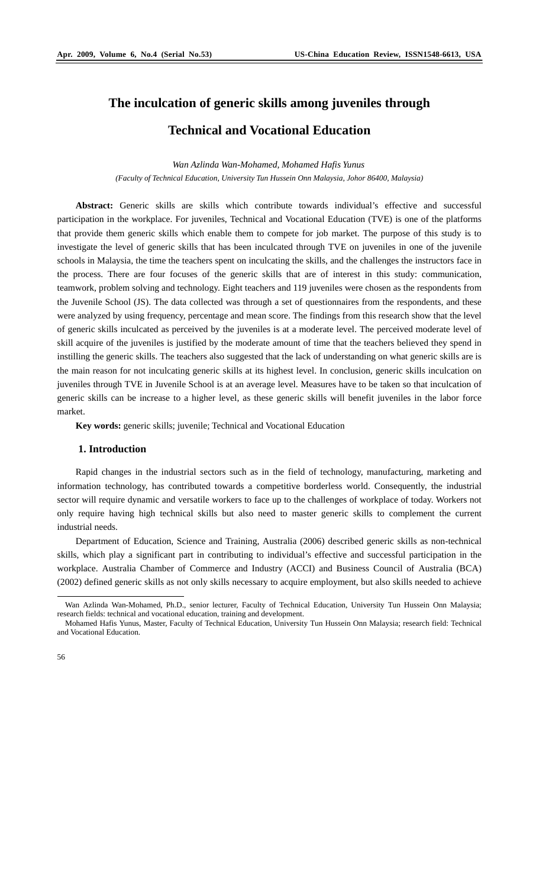# The inculcation of generic skills among juveniles through Technical and Vocational Education

*Wan Azlinda Wan-Mohamed, Mohamed Hafis Yunus*

*(Faculty of Technical Education, University Tun Hussein Onn Malaysia, Johor 86400, Malaysia)*

**Abstract:** Generic skills are skills which contribute towards individual's effective and successful participation in the workplace. For juveniles, Technical and Vocational Education (TVE) is one of the platforms that provide them generic skills which enable them to compete for job market. The purpose of this study is to investigate the level of generic skills that has been inculcated through TVE on juveniles in one of the juvenile schools in Malaysia, the time the teachers spent on inculcating the skills, and the challenges the instructors face in the process. There are four focuses of the generic skills that are of interest in this study: communication, teamwork, problem solving and technology. Eight teachers and 119 juveniles were chosen as the respondents from the Juvenile School (JS). The data collected was through a set of questionnaires from the respondents, and these were analyzed by using frequency, percentage and mean score. The findings from this research show that the level of generic skills inculcated as perceived by the juveniles is at a moderate level. The perceived moderate level of skill acquire of the juveniles is justified by the moderate amount of time that the teachers believed they spend in instilling the generic skills. The teachers also suggested that the lack of understanding on what generic skills are is the main reason for not inculcating generic skills at its highest level. In conclusion, generic skills inculcation on juveniles through TVE in Juvenile School is at an average level. Measures have to be taken so that inculcation of generic skills can be increase to a higher level, as these generic skills will benefit juveniles in the labor force market.

**Key words:** generic skills; juvenile; Technical and Vocational Education

## 1. Introduction

Rapid changes in the industrial sectors such as in the field of technology, manufacturing, marketing and information technology, has contributed towards a competitive borderless world. Consequently, the industrial sector will require dynamic and versatile workers to face up to the challenges of workplace of today. Workers not only require having high technical skills but also need to master generic skills to complement the current industrial needs.

Department of Education, Science and Training, Australia (2006) described generic skills as non-technical skills, which play a significant part in contributing to individual's effective and successful participation in the workplace. Australia Chamber of Commerce and Industry (ACCI) and Business Council of Australia (BCA) (2002) defined generic skills as not only skills necessary to acquire employment, but also skills needed to achieve

---

Wan Azlinda Wan-Mohamed, Ph.D., senior lecturer, Faculty of Technical Education, University Tun Hussein Onn Malaysia; research fields: technical and vocational education, training and development.

Mohamed Hafis Yunus, Master, Faculty of Technical Education, University Tun Hussein Onn Malaysia; research field: Technical and Vocational Education.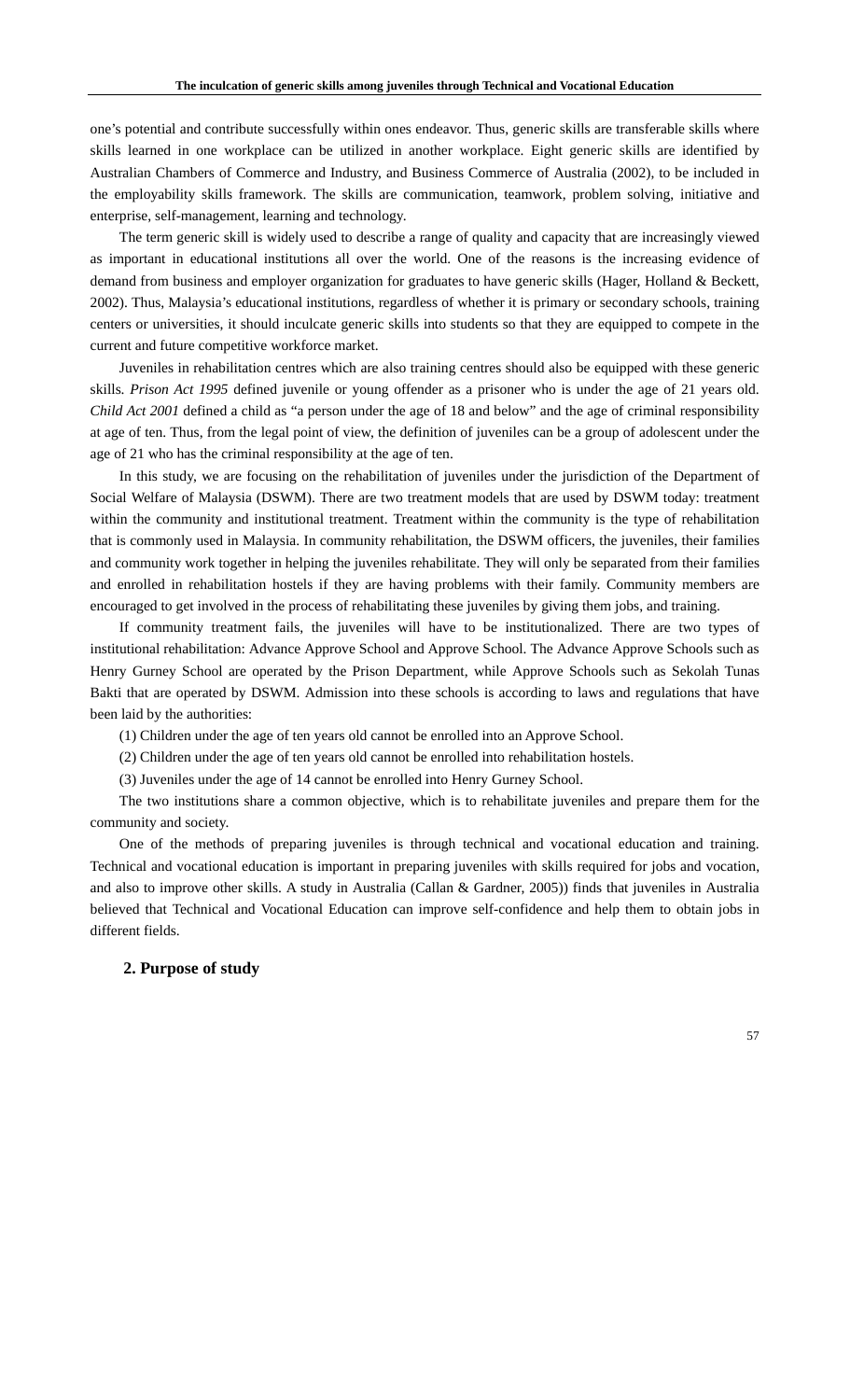one's potential and contribute successfully within ones endeavor. Thus, generic skills are transferable skills where skills learned in one workplace can be utilized in another workplace. Eight generic skills are identified by Australian Chambers of Commerce and Industry, and Business Commerce of Australia (2002), to be included in the employability skills framework. The skills are communication, teamwork, problem solving, initiative and enterprise, self-management, learning and technology.

The term generic skill is widely used to describe a range of quality and capacity that are increasingly viewed as important in educational institutions all over the world. One of the reasons is the increasing evidence of demand from business and employer organization for graduates to have generic skills (Hager, Holland & Beckett, 2002). Thus, Malaysia's educational institutions, regardless of whether it is primary or secondary schools, training centers or universities, it should inculcate generic skills into students so that they are equipped to compete in the current and future competitive workforce market.

Juveniles in rehabilitation centres which are also training centres should also be equipped with these generic skills. *Prison Act 1995* defined juvenile or young offender as a prisoner who is under the age of 21 years old. *Child Act 2001* defined a child as "a person under the age of 18 and below" and the age of criminal responsibility at age of ten. Thus, from the legal point of view, the definition of juveniles can be a group of adolescent under the age of 21 who has the criminal responsibility at the age of ten.

In this study, we are focusing on the rehabilitation of juveniles under the jurisdiction of the Department of Social Welfare of Malaysia (DSWM). There are two treatment models that are used by DSWM today: treatment within the community and institutional treatment. Treatment within the community is the type of rehabilitation that is commonly used in Malaysia. In community rehabilitation, the DSWM officers, the juveniles, their families and community work together in helping the juveniles rehabilitate. They will only be separated from their families and enrolled in rehabilitation hostels if they are having problems with their family. Community members are encouraged to get involved in the process of rehabilitating these juveniles by giving them jobs, and training.

If community treatment fails, the juveniles will have to be institutionalized. There are two types of institutional rehabilitation: Advance Approve School and Approve School. The Advance Approve Schools such as Henry Gurney School are operated by the Prison Department, while Approve Schools such as Sekolah Tunas Bakti that are operated by DSWM. Admission into these schools is according to laws and regulations that have been laid by the authorities:

(1) Children under the age of ten years old cannot be enrolled into an Approve School.

(2) Children under the age of ten years old cannot be enrolled into rehabilitation hostels.

(3) Juveniles under the age of 14 cannot be enrolled into Henry Gurney School.

The two institutions share a common objective, which is to rehabilitate juveniles and prepare them for the community and society.

One of the methods of preparing juveniles is through technical and vocational education and training. Technical and vocational education is important in preparing juveniles with skills required for jobs and vocation, and also to improve other skills. A study in Australia (Callan & Gardner, 2005)) finds that juveniles in Australia believed that Technical and Vocational Education can improve self-confidence and help them to obtain jobs in different fields.

## 2. Purpose of study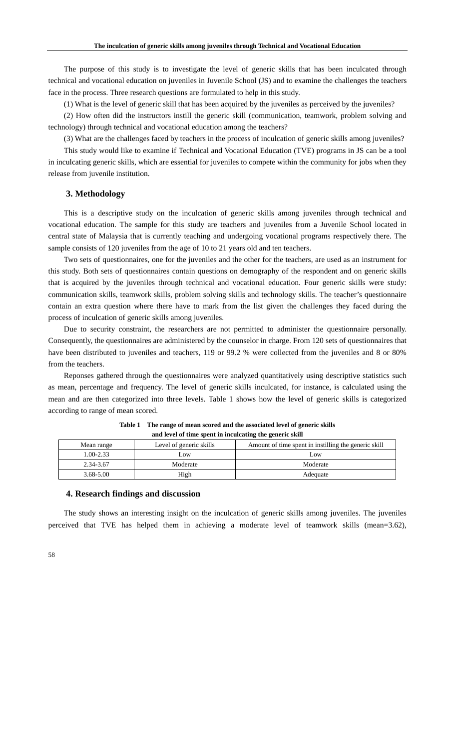The purpose of this study is to investigate the level of generic skills that has been inculcated through technical and vocational education on juveniles in Juvenile School (JS) and to examine the challenges the teachers face in the process. Three research questions are formulated to help in this study.

(1) What is the level of generic skill that has been acquired by the juveniles as perceived by the juveniles?

(2) How often did the instructors instill the generic skill (communication, teamwork, problem solving and technology) through technical and vocational education among the teachers?

(3) What are the challenges faced by teachers in the process of inculcation of generic skills among juveniles?

This study would like to examine if Technical and Vocational Education (TVE) programs in JS can be a tool in inculcating generic skills, which are essential for juveniles to compete within the community for jobs when they release from juvenile institution.

## 3. Methodology

This is a descriptive study on the inculcation of generic skills among juveniles through technical and vocational education. The sample for this study are teachers and juveniles from a Juvenile School located in central state of Malaysia that is currently teaching and undergoing vocational programs respectively there. The sample consists of 120 juveniles from the age of 10 to 21 years old and ten teachers.

Two sets of questionnaires, one for the juveniles and the other for the teachers, are used as an instrument for this study. Both sets of questionnaires contain questions on demography of the respondent and on generic skills that is acquired by the juveniles through technical and vocational education. Four generic skills were study: communication skills, teamwork skills, problem solving skills and technology skills. The teacher's questionnaire contain an extra question where there have to mark from the list given the challenges they faced during the process of inculcation of generic skills among juveniles.

Due to security constraint, the researchers are not permitted to administer the questionnaire personally. Consequently, the questionnaires are administered by the counselor in charge. From 120 sets of questionnaires that have been distributed to juveniles and teachers, 119 or 99.2 % were collected from the juveniles and 8 or 80% from the teachers.

Reponses gathered through the questionnaires were analyzed quantitatively using descriptive statistics such as mean, percentage and frequency. The level of generic skills inculcated, for instance, is calculated using the mean and are then categorized into three levels. Table 1 shows how the level of generic skills is categorized according to range of mean scored.

**Table 1 The range of mean scored and the associated level of generic skills and level of time spent in inculcating the generic skill**

| Mean range | Level of generic skills | Amount of time spent in instilling the generic skill |
|---|---|---|
| 1.00-2.33 | Low | Low |
| 2.34-3.67 | Moderate | Moderate |
| 3.68-5.00 | High | Adequate |

## 4. Research findings and discussion

The study shows an interesting insight on the inculcation of generic skills among juveniles. The juveniles perceived that TVE has helped them in achieving a moderate level of teamwork skills (mean=3.62),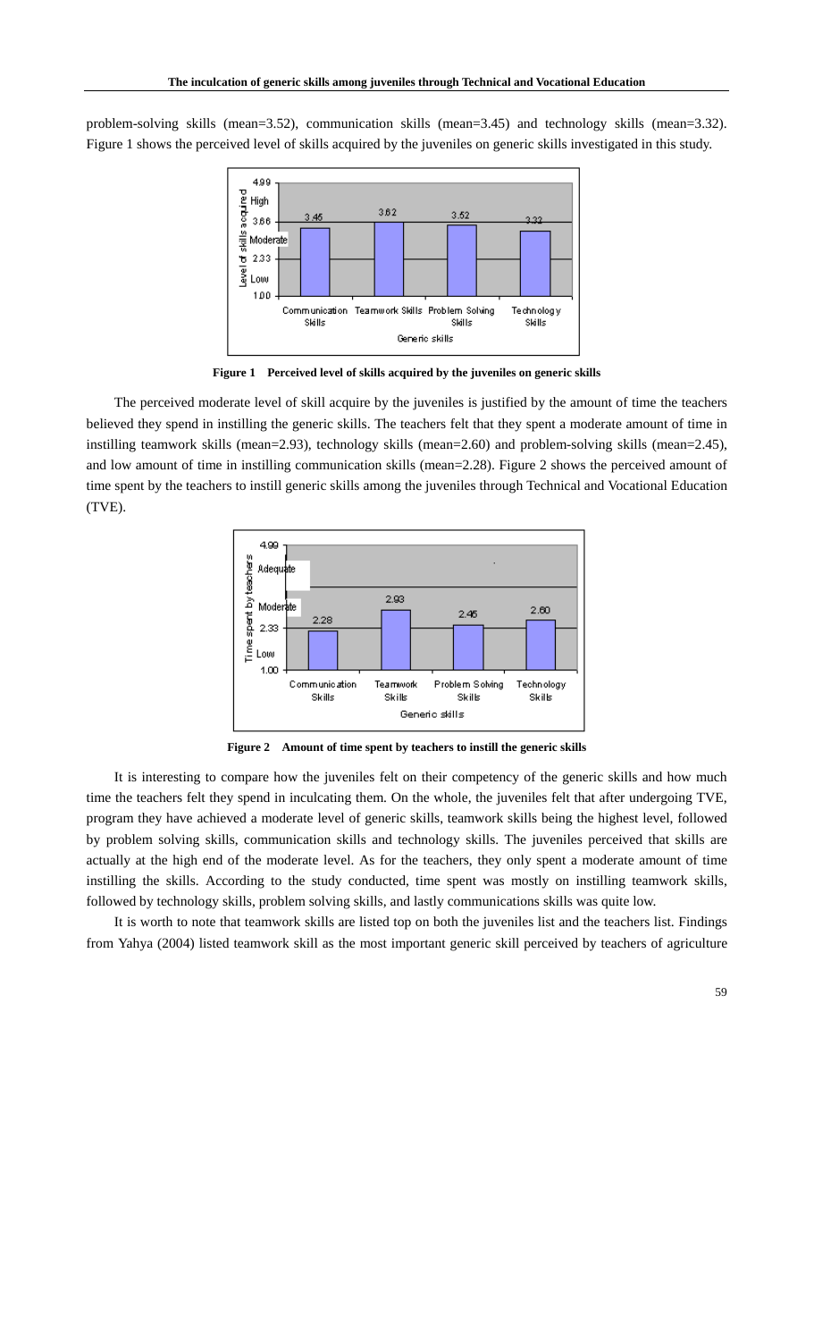problem-solving skills (mean=3.52), communication skills (mean=3.45) and technology skills (mean=3.32). Figure 1 shows the perceived level of skills acquired by the juveniles on generic skills investigated in this study.

**Figure 1 Perceived level of skills acquired by the juveniles on generic skills**

The perceived moderate level of skill acquire by the juveniles is justified by the amount of time the teachers believed they spend in instilling the generic skills. The teachers felt that they spent a moderate amount of time in instilling teamwork skills (mean=2.93), technology skills (mean=2.60) and problem-solving skills (mean=2.45), and low amount of time in instilling communication skills (mean=2.28). Figure 2 shows the perceived amount of time spent by the teachers to instill generic skills among the juveniles through Technical and Vocational Education (TVE).

**Figure 2 Amount of time spent by teachers to instill the generic skills**

It is interesting to compare how the juveniles felt on their competency of the generic skills and how much time the teachers felt they spend in inculcating them. On the whole, the juveniles felt that after undergoing TVE, program they have achieved a moderate level of generic skills, teamwork skills being the highest level, followed by problem solving skills, communication skills and technology skills. The juveniles perceived that skills are actually at the high end of the moderate level. As for the teachers, they only spent a moderate amount of time instilling the skills. According to the study conducted, time spent was mostly on instilling teamwork skills, followed by technology skills, problem solving skills, and lastly communications skills was quite low.

It is worth to note that teamwork skills are listed top on both the juveniles list and the teachers list. Findings from Yahya (2004) listed teamwork skill as the most important generic skill perceived by teachers of agriculture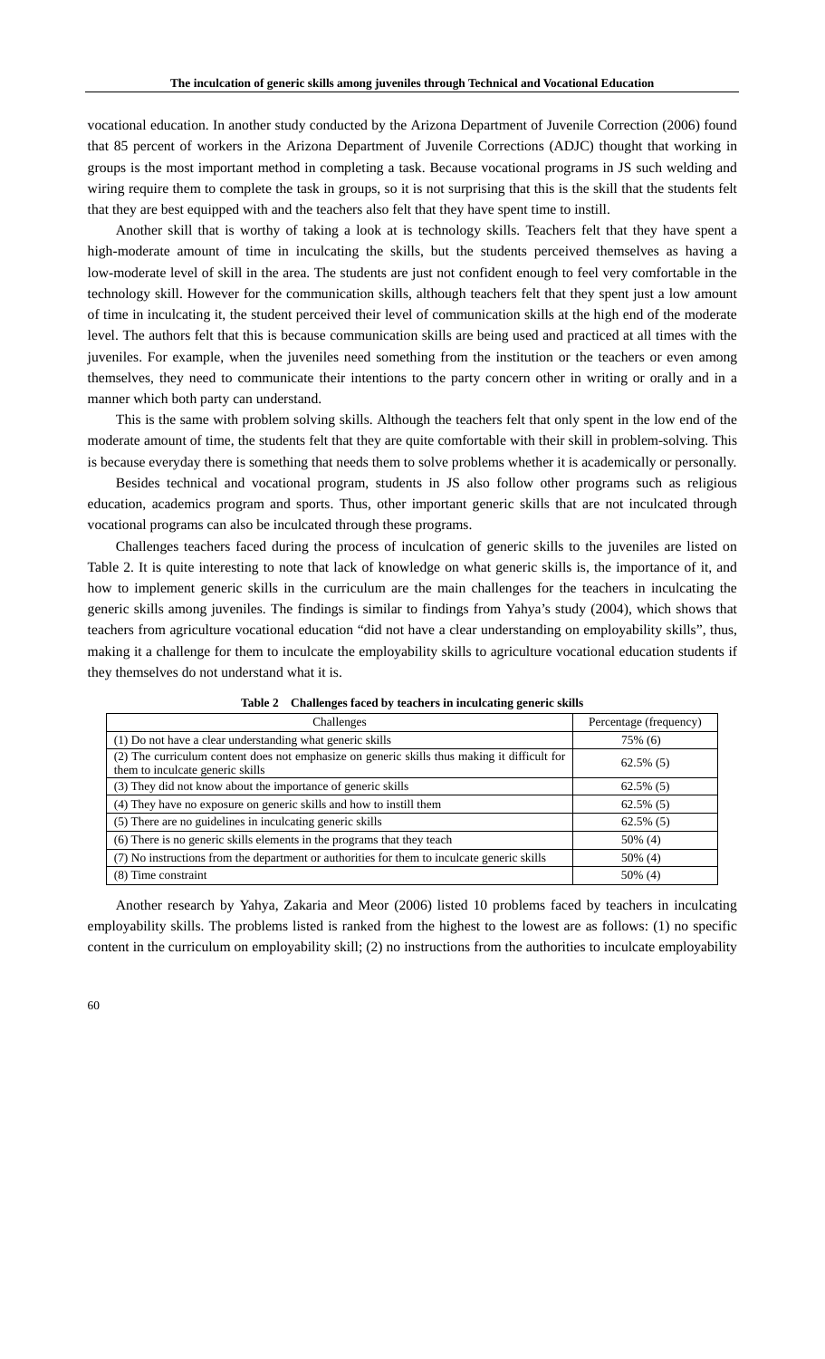vocational education. In another study conducted by the Arizona Department of Juvenile Correction (2006) found that 85 percent of workers in the Arizona Department of Juvenile Corrections (ADJC) thought that working in groups is the most important method in completing a task. Because vocational programs in JS such welding and wiring require them to complete the task in groups, so it is not surprising that this is the skill that the students felt that they are best equipped with and the teachers also felt that they have spent time to instill.

Another skill that is worthy of taking a look at is technology skills. Teachers felt that they have spent a high-moderate amount of time in inculcating the skills, but the students perceived themselves as having a low-moderate level of skill in the area. The students are just not confident enough to feel very comfortable in the technology skill. However for the communication skills, although teachers felt that they spent just a low amount of time in inculcating it, the student perceived their level of communication skills at the high end of the moderate level. The authors felt that this is because communication skills are being used and practiced at all times with the juveniles. For example, when the juveniles need something from the institution or the teachers or even among themselves, they need to communicate their intentions to the party concern other in writing or orally and in a manner which both party can understand.

This is the same with problem solving skills. Although the teachers felt that only spent in the low end of the moderate amount of time, the students felt that they are quite comfortable with their skill in problem-solving. This is because everyday there is something that needs them to solve problems whether it is academically or personally.

Besides technical and vocational program, students in JS also follow other programs such as religious education, academics program and sports. Thus, other important generic skills that are not inculcated through vocational programs can also be inculcated through these programs.

Challenges teachers faced during the process of inculcation of generic skills to the juveniles are listed on Table 2. It is quite interesting to note that lack of knowledge on what generic skills is, the importance of it, and how to implement generic skills in the curriculum are the main challenges for the teachers in inculcating the generic skills among juveniles. The findings is similar to findings from Yahya's study (2004), which shows that teachers from agriculture vocational education "did not have a clear understanding on employability skills", thus, making it a challenge for them to inculcate the employability skills to agriculture vocational education students if they themselves do not understand what it is.

**Table 2 Challenges faced by teachers in inculcating generic skills**

| Challenges | Percentage (frequency) |
|---|---|
| (1) Do not have a clear understanding what generic skills | 75% (6) |
| (2) The curriculum content does not emphasize on generic skills thus making it difficult for them to inculcate generic skills | 62.5% (5) |
| (3) They did not know about the importance of generic skills | 62.5% (5) |
| (4) They have no exposure on generic skills and how to instill them | 62.5% (5) |
| (5) There are no guidelines in inculcating generic skills | 62.5% (5) |
| (6) There is no generic skills elements in the programs that they teach | 50% (4) |
| (7) No instructions from the department or authorities for them to inculcate generic skills | 50% (4) |
| (8) Time constraint | 50% (4) |

Another research by Yahya, Zakaria and Meor (2006) listed 10 problems faced by teachers in inculcating employability skills. The problems listed is ranked from the highest to the lowest are as follows: (1) no specific content in the curriculum on employability skill; (2) no instructions from the authorities to inculcate employability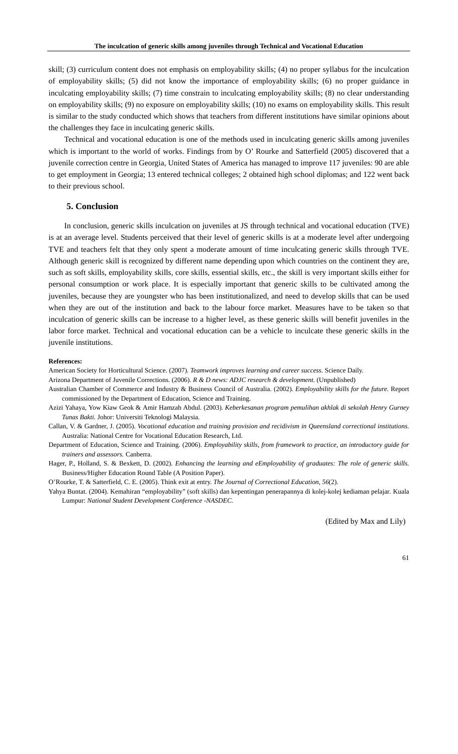skill; (3) curriculum content does not emphasis on employability skills; (4) no proper syllabus for the inculcation of employability skills; (5) did not know the importance of employability skills; (6) no proper guidance in inculcating employability skills; (7) time constrain to inculcating employability skills; (8) no clear understanding on employability skills; (9) no exposure on employability skills; (10) no exams on employability skills. This result is similar to the study conducted which shows that teachers from different institutions have similar opinions about the challenges they face in inculcating generic skills.

Technical and vocational education is one of the methods used in inculcating generic skills among juveniles which is important to the world of works. Findings from by O' Rourke and Satterfield (2005) discovered that a juvenile correction centre in Georgia, United States of America has managed to improve 117 juveniles: 90 are able to get employment in Georgia; 13 entered technical colleges; 2 obtained high school diplomas; and 122 went back to their previous school.

## 5. Conclusion

In conclusion, generic skills inculcation on juveniles at JS through technical and vocational education (TVE) is at an average level. Students perceived that their level of generic skills is at a moderate level after undergoing TVE and teachers felt that they only spent a moderate amount of time inculcating generic skills through TVE. Although generic skill is recognized by different name depending upon which countries on the continent they are, such as soft skills, employability skills, core skills, essential skills, etc., the skill is very important skills either for personal consumption or work place. It is especially important that generic skills to be cultivated among the juveniles, because they are youngster who has been institutionalized, and need to develop skills that can be used when they are out of the institution and back to the labour force market. Measures have to be taken so that inculcation of generic skills can be increase to a higher level, as these generic skills will benefit juveniles in the labor force market. Technical and vocational education can be a vehicle to inculcate these generic skills in the juvenile institutions.

**References:**

American Society for Horticultural Science. (2007). *Teamwork improves learning and career success.* Science Daily.

Arizona Department of Juvenile Corrections. (2006). *R & D news: ADJC research & development.* (Unpublished)

Australian Chamber of Commerce and Industry & Business Council of Australia. (2002). *Employability skills for the future.* Report commissioned by the Department of Education, Science and Training.

Azizi Yahaya, Yow Kiaw Geok & Amir Hamzah Abdul. (2003). *Keberkesanan program pemulihan akhlak di sekolah Henry Gurney Tunas Bakti.* Johor: Universiti Teknologi Malaysia.

Callan, V. & Gardner, J. (2005). *Vocational education and training provision and recidivism in Queensland correctional institutions.* Australia: National Centre for Vocational Education Research, Ltd.

Department of Education, Science and Training. (2006). *Employability skills, from framework to practice, an introductory guide for trainers and assessors.* Canberra.

Hager, P., Holland, S. & Bexkett, D. (2002). *Enhancing the learning and eEmployability of graduates: The role of generic skills.* Business/Higher Education Round Table (A Position Paper).

O'Rourke, T. & Satterfield, C. E. (2005). Think exit at entry. *The Journal of Correctional Education, 56*(2).

Yahya Buntat. (2004). Kemahiran "employability" (soft skills) dan kepentingan penerapannya di kolej-kolej kediaman pelajar. Kuala Lumpur: *National Student Development Conference -NASDEC.*

(Edited by Max and Lily)